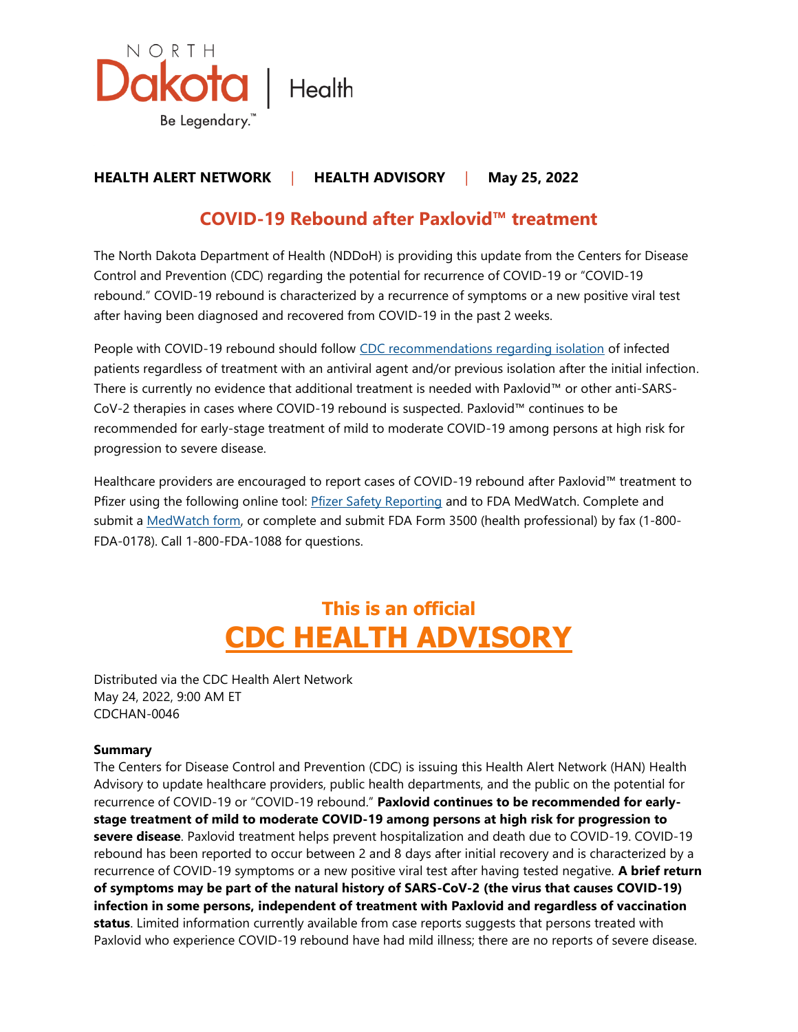NORTH Dakota | Health

Be Legendary.™

**HEALTH ALERT NETWORK | HEALTH ADVISORY | May 25, 2022**

## COVID-19 Rebound after Paxlovid™ treatment

The North Dakota Department of Health (NDDoH) is providing this update from the Centers for Disease Control and Prevention (CDC) regarding the potential for recurrence of COVID-19 or "COVID-19 rebound." COVID-19 rebound is characterized by a recurrence of symptoms or a new positive viral test after having been diagnosed and recovered from COVID-19 in the past 2 weeks.

People with COVID-19 rebound should follow CDC recommendations regarding isolation of infected patients regardless of treatment with an antiviral agent and/or previous isolation after the initial infection. There is currently no evidence that additional treatment is needed with Paxlovid™ or other anti-SARS-CoV-2 therapies in cases where COVID-19 rebound is suspected. Paxlovid™ continues to be recommended for early-stage treatment of mild to moderate COVID-19 among persons at high risk for progression to severe disease.

Healthcare providers are encouraged to report cases of COVID-19 rebound after Paxlovid™ treatment to Pfizer using the following online tool: Pfizer Safety Reporting and to FDA MedWatch. Complete and submit a MedWatch form, or complete and submit FDA Form 3500 (health professional) by fax (1-800-FDA-0178). Call 1-800-FDA-1088 for questions.

## This is an official CDC HEALTH ADVISORY

Distributed via the CDC Health Alert Network
May 24, 2022, 9:00 AM ET
CDCHAN-0046

**Summary**

The Centers for Disease Control and Prevention (CDC) is issuing this Health Alert Network (HAN) Health Advisory to update healthcare providers, public health departments, and the public on the potential for recurrence of COVID-19 or "COVID-19 rebound." **Paxlovid continues to be recommended for early-stage treatment of mild to moderate COVID-19 among persons at high risk for progression to severe disease**. Paxlovid treatment helps prevent hospitalization and death due to COVID-19. COVID-19 rebound has been reported to occur between 2 and 8 days after initial recovery and is characterized by a recurrence of COVID-19 symptoms or a new positive viral test after having tested negative. **A brief return of symptoms may be part of the natural history of SARS-CoV-2 (the virus that causes COVID-19) infection in some persons, independent of treatment with Paxlovid and regardless of vaccination status**. Limited information currently available from case reports suggests that persons treated with Paxlovid who experience COVID-19 rebound have had mild illness; there are no reports of severe disease.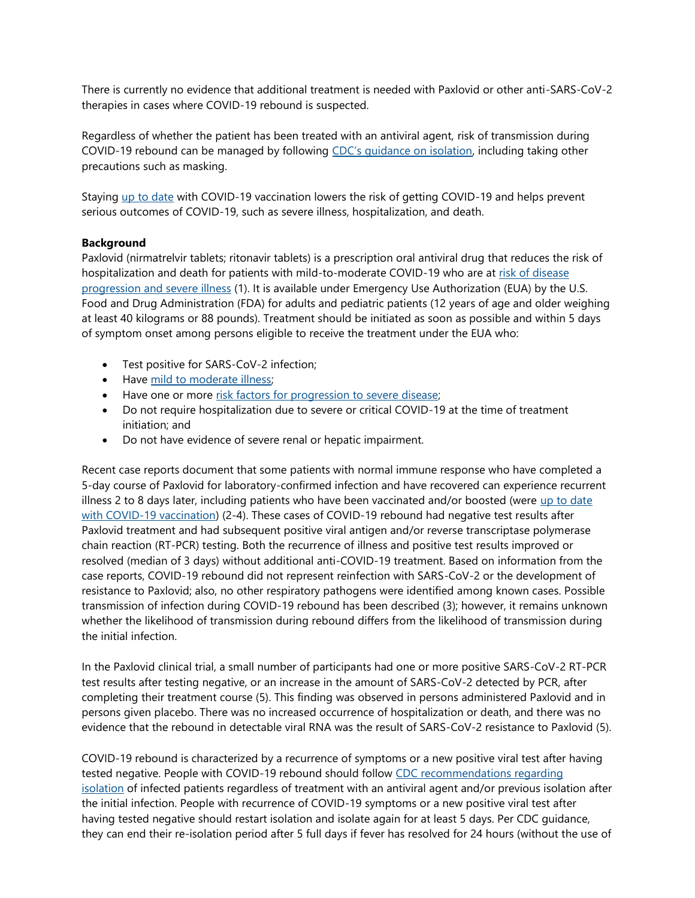There is currently no evidence that additional treatment is needed with Paxlovid or other anti-SARS-CoV-2 therapies in cases where COVID-19 rebound is suspected.

Regardless of whether the patient has been treated with an antiviral agent, risk of transmission during COVID-19 rebound can be managed by following CDC's guidance on isolation, including taking other precautions such as masking.

Staying up to date with COVID-19 vaccination lowers the risk of getting COVID-19 and helps prevent serious outcomes of COVID-19, such as severe illness, hospitalization, and death.

**Background**

Paxlovid (nirmatrelvir tablets; ritonavir tablets) is a prescription oral antiviral drug that reduces the risk of hospitalization and death for patients with mild-to-moderate COVID-19 who are at risk of disease progression and severe illness (1). It is available under Emergency Use Authorization (EUA) by the U.S. Food and Drug Administration (FDA) for adults and pediatric patients (12 years of age and older weighing at least 40 kilograms or 88 pounds). Treatment should be initiated as soon as possible and within 5 days of symptom onset among persons eligible to receive the treatment under the EUA who:

- Test positive for SARS-CoV-2 infection;
- Have mild to moderate illness;
- Have one or more risk factors for progression to severe disease;
- Do not require hospitalization due to severe or critical COVID-19 at the time of treatment initiation; and
- Do not have evidence of severe renal or hepatic impairment.

Recent case reports document that some patients with normal immune response who have completed a 5-day course of Paxlovid for laboratory-confirmed infection and have recovered can experience recurrent illness 2 to 8 days later, including patients who have been vaccinated and/or boosted (were up to date with COVID-19 vaccination) (2-4). These cases of COVID-19 rebound had negative test results after Paxlovid treatment and had subsequent positive viral antigen and/or reverse transcriptase polymerase chain reaction (RT-PCR) testing. Both the recurrence of illness and positive test results improved or resolved (median of 3 days) without additional anti-COVID-19 treatment. Based on information from the case reports, COVID-19 rebound did not represent reinfection with SARS-CoV-2 or the development of resistance to Paxlovid; also, no other respiratory pathogens were identified among known cases. Possible transmission of infection during COVID-19 rebound has been described (3); however, it remains unknown whether the likelihood of transmission during rebound differs from the likelihood of transmission during the initial infection.

In the Paxlovid clinical trial, a small number of participants had one or more positive SARS-CoV-2 RT-PCR test results after testing negative, or an increase in the amount of SARS-CoV-2 detected by PCR, after completing their treatment course (5). This finding was observed in persons administered Paxlovid and in persons given placebo. There was no increased occurrence of hospitalization or death, and there was no evidence that the rebound in detectable viral RNA was the result of SARS-CoV-2 resistance to Paxlovid (5).

COVID-19 rebound is characterized by a recurrence of symptoms or a new positive viral test after having tested negative. People with COVID-19 rebound should follow CDC recommendations regarding isolation of infected patients regardless of treatment with an antiviral agent and/or previous isolation after the initial infection. People with recurrence of COVID-19 symptoms or a new positive viral test after having tested negative should restart isolation and isolate again for at least 5 days. Per CDC guidance, they can end their re-isolation period after 5 full days if fever has resolved for 24 hours (without the use of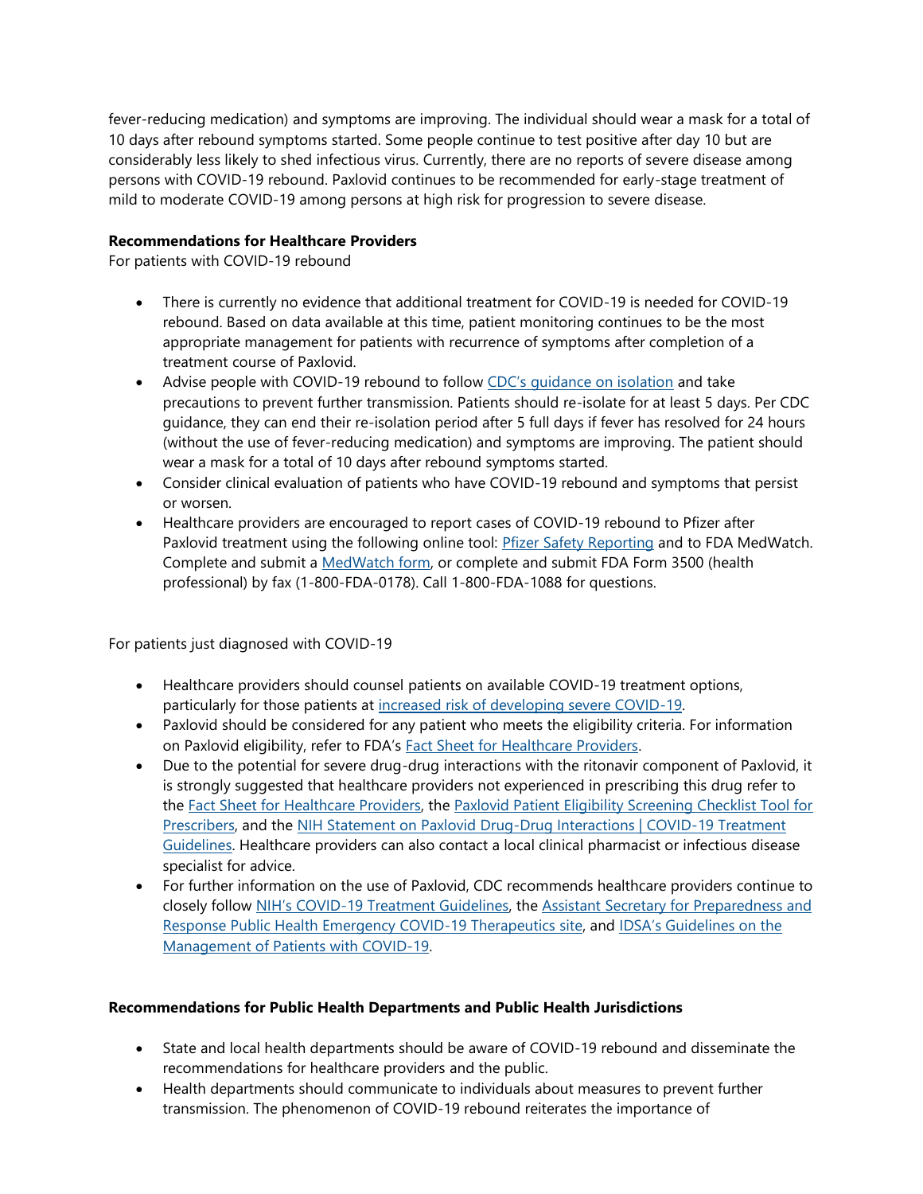fever-reducing medication) and symptoms are improving. The individual should wear a mask for a total of 10 days after rebound symptoms started. Some people continue to test positive after day 10 but are considerably less likely to shed infectious virus. Currently, there are no reports of severe disease among persons with COVID-19 rebound. Paxlovid continues to be recommended for early-stage treatment of mild to moderate COVID-19 among persons at high risk for progression to severe disease.

**Recommendations for Healthcare Providers**

For patients with COVID-19 rebound

- There is currently no evidence that additional treatment for COVID-19 is needed for COVID-19 rebound. Based on data available at this time, patient monitoring continues to be the most appropriate management for patients with recurrence of symptoms after completion of a treatment course of Paxlovid.
- Advise people with COVID-19 rebound to follow CDC's guidance on isolation and take precautions to prevent further transmission. Patients should re-isolate for at least 5 days. Per CDC guidance, they can end their re-isolation period after 5 full days if fever has resolved for 24 hours (without the use of fever-reducing medication) and symptoms are improving. The patient should wear a mask for a total of 10 days after rebound symptoms started.
- Consider clinical evaluation of patients who have COVID-19 rebound and symptoms that persist or worsen.
- Healthcare providers are encouraged to report cases of COVID-19 rebound to Pfizer after Paxlovid treatment using the following online tool: Pfizer Safety Reporting and to FDA MedWatch. Complete and submit a MedWatch form, or complete and submit FDA Form 3500 (health professional) by fax (1-800-FDA-0178). Call 1-800-FDA-1088 for questions.

For patients just diagnosed with COVID-19

- Healthcare providers should counsel patients on available COVID-19 treatment options, particularly for those patients at increased risk of developing severe COVID-19.
- Paxlovid should be considered for any patient who meets the eligibility criteria. For information on Paxlovid eligibility, refer to FDA's Fact Sheet for Healthcare Providers.
- Due to the potential for severe drug-drug interactions with the ritonavir component of Paxlovid, it is strongly suggested that healthcare providers not experienced in prescribing this drug refer to the Fact Sheet for Healthcare Providers, the Paxlovid Patient Eligibility Screening Checklist Tool for Prescribers, and the NIH Statement on Paxlovid Drug-Drug Interactions | COVID-19 Treatment Guidelines. Healthcare providers can also contact a local clinical pharmacist or infectious disease specialist for advice.
- For further information on the use of Paxlovid, CDC recommends healthcare providers continue to closely follow NIH's COVID-19 Treatment Guidelines, the Assistant Secretary for Preparedness and Response Public Health Emergency COVID-19 Therapeutics site, and IDSA's Guidelines on the Management of Patients with COVID-19.

**Recommendations for Public Health Departments and Public Health Jurisdictions**

- State and local health departments should be aware of COVID-19 rebound and disseminate the recommendations for healthcare providers and the public.
- Health departments should communicate to individuals about measures to prevent further transmission. The phenomenon of COVID-19 rebound reiterates the importance of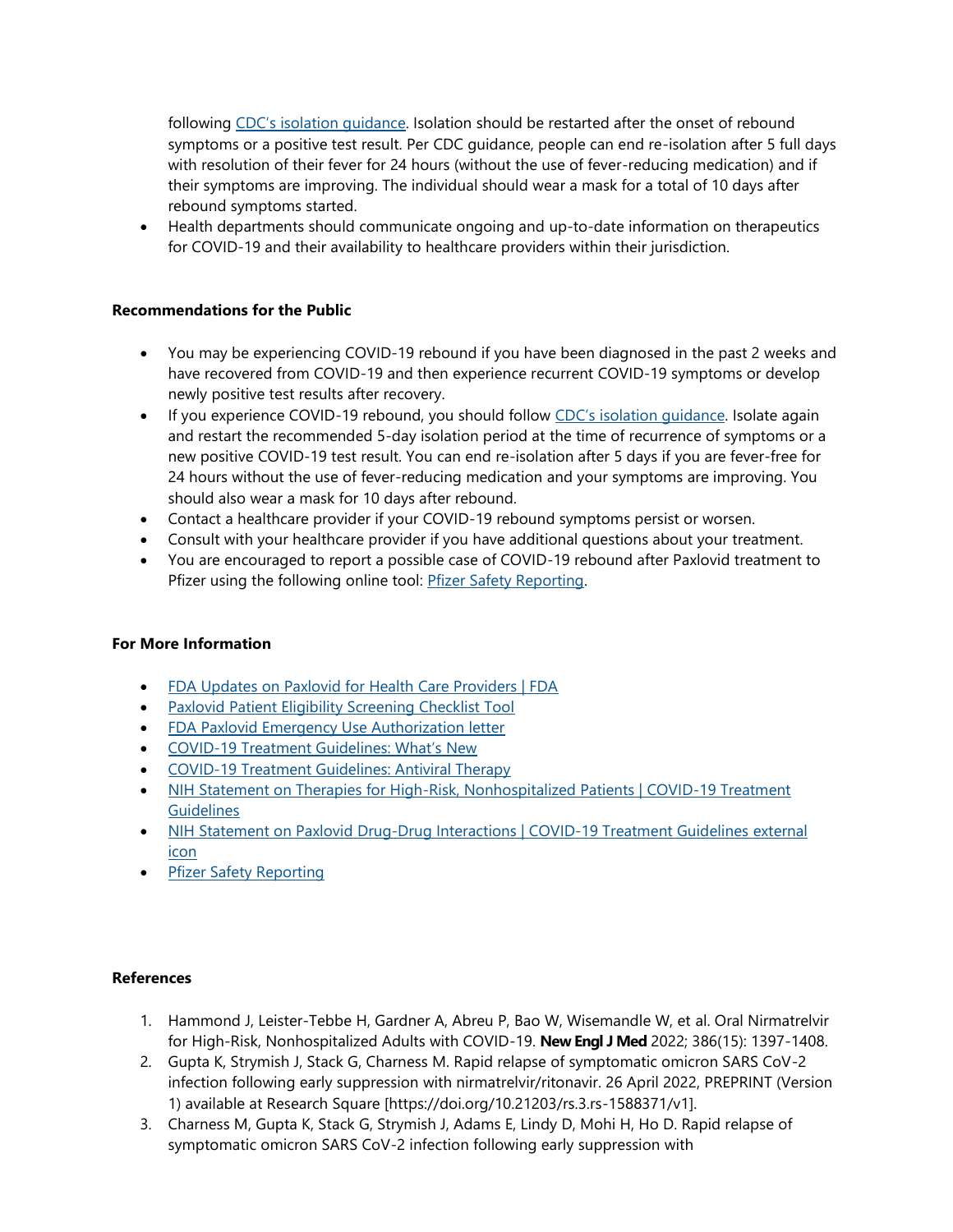following [CDC's isolation guidance](). Isolation should be restarted after the onset of rebound symptoms or a positive test result. Per CDC guidance, people can end re-isolation after 5 full days with resolution of their fever for 24 hours (without the use of fever-reducing medication) and if their symptoms are improving. The individual should wear a mask for a total of 10 days after rebound symptoms started.
- Health departments should communicate ongoing and up-to-date information on therapeutics for COVID-19 and their availability to healthcare providers within their jurisdiction.

**Recommendations for the Public**

- You may be experiencing COVID-19 rebound if you have been diagnosed in the past 2 weeks and have recovered from COVID-19 and then experience recurrent COVID-19 symptoms or develop newly positive test results after recovery.
- If you experience COVID-19 rebound, you should follow CDC's isolation guidance. Isolate again and restart the recommended 5-day isolation period at the time of recurrence of symptoms or a new positive COVID-19 test result. You can end re-isolation after 5 days if you are fever-free for 24 hours without the use of fever-reducing medication and your symptoms are improving. You should also wear a mask for 10 days after rebound.
- Contact a healthcare provider if your COVID-19 rebound symptoms persist or worsen.
- Consult with your healthcare provider if you have additional questions about your treatment.
- You are encouraged to report a possible case of COVID-19 rebound after Paxlovid treatment to Pfizer using the following online tool: Pfizer Safety Reporting.

**For More Information**

- FDA Updates on Paxlovid for Health Care Providers | FDA
- Paxlovid Patient Eligibility Screening Checklist Tool
- FDA Paxlovid Emergency Use Authorization letter
- COVID-19 Treatment Guidelines: What's New
- COVID-19 Treatment Guidelines: Antiviral Therapy
- NIH Statement on Therapies for High-Risk, Nonhospitalized Patients | COVID-19 Treatment Guidelines
- NIH Statement on Paxlovid Drug-Drug Interactions | COVID-19 Treatment Guidelines external icon
- Pfizer Safety Reporting

**References**

1. Hammond J, Leister-Tebbe H, Gardner A, Abreu P, Bao W, Wisemandle W, et al. Oral Nirmatrelvir for High-Risk, Nonhospitalized Adults with COVID-19. **New Engl J Med** 2022; 386(15): 1397-1408.
2. Gupta K, Strymish J, Stack G, Charness M. Rapid relapse of symptomatic omicron SARS CoV-2 infection following early suppression with nirmatrelvir/ritonavir. 26 April 2022, PREPRINT (Version 1) available at Research Square [https://doi.org/10.21203/rs.3.rs-1588371/v1].
3. Charness M, Gupta K, Stack G, Strymish J, Adams E, Lindy D, Mohi H, Ho D. Rapid relapse of symptomatic omicron SARS CoV-2 infection following early suppression with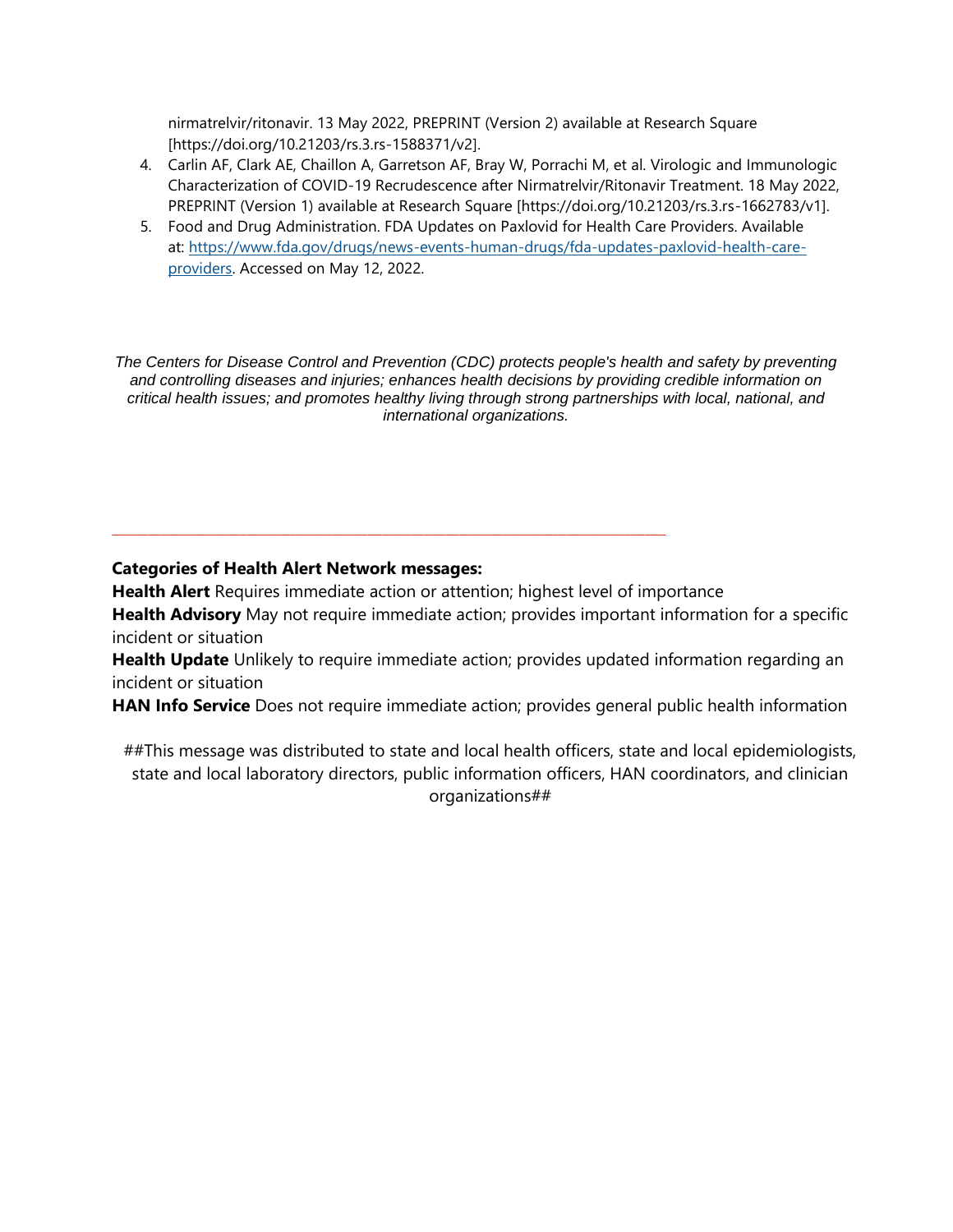nirmatrelvir/ritonavir. 13 May 2022, PREPRINT (Version 2) available at Research Square [https://doi.org/10.21203/rs.3.rs-1588371/v2].

4. Carlin AF, Clark AE, Chaillon A, Garretson AF, Bray W, Porrachi M, et al. Virologic and Immunologic Characterization of COVID-19 Recrudescence after Nirmatrelvir/Ritonavir Treatment. 18 May 2022, PREPRINT (Version 1) available at Research Square [https://doi.org/10.21203/rs.3.rs-1662783/v1].
5. Food and Drug Administration. FDA Updates on Paxlovid for Health Care Providers. Available at: [https://www.fda.gov/drugs/news-events-human-drugs/fda-updates-paxlovid-health-care-providers](https://www.fda.gov/drugs/news-events-human-drugs/fda-updates-paxlovid-health-care-providers). Accessed on May 12, 2022.

*The Centers for Disease Control and Prevention (CDC) protects people's health and safety by preventing and controlling diseases and injuries; enhances health decisions by providing credible information on critical health issues; and promotes healthy living through strong partnerships with local, national, and international organizations.*

---

**Categories of Health Alert Network messages:**

**Health Alert** Requires immediate action or attention; highest level of importance

**Health Advisory** May not require immediate action; provides important information for a specific incident or situation

**Health Update** Unlikely to require immediate action; provides updated information regarding an incident or situation

**HAN Info Service** Does not require immediate action; provides general public health information

##This message was distributed to state and local health officers, state and local epidemiologists, state and local laboratory directors, public information officers, HAN coordinators, and clinician organizations##